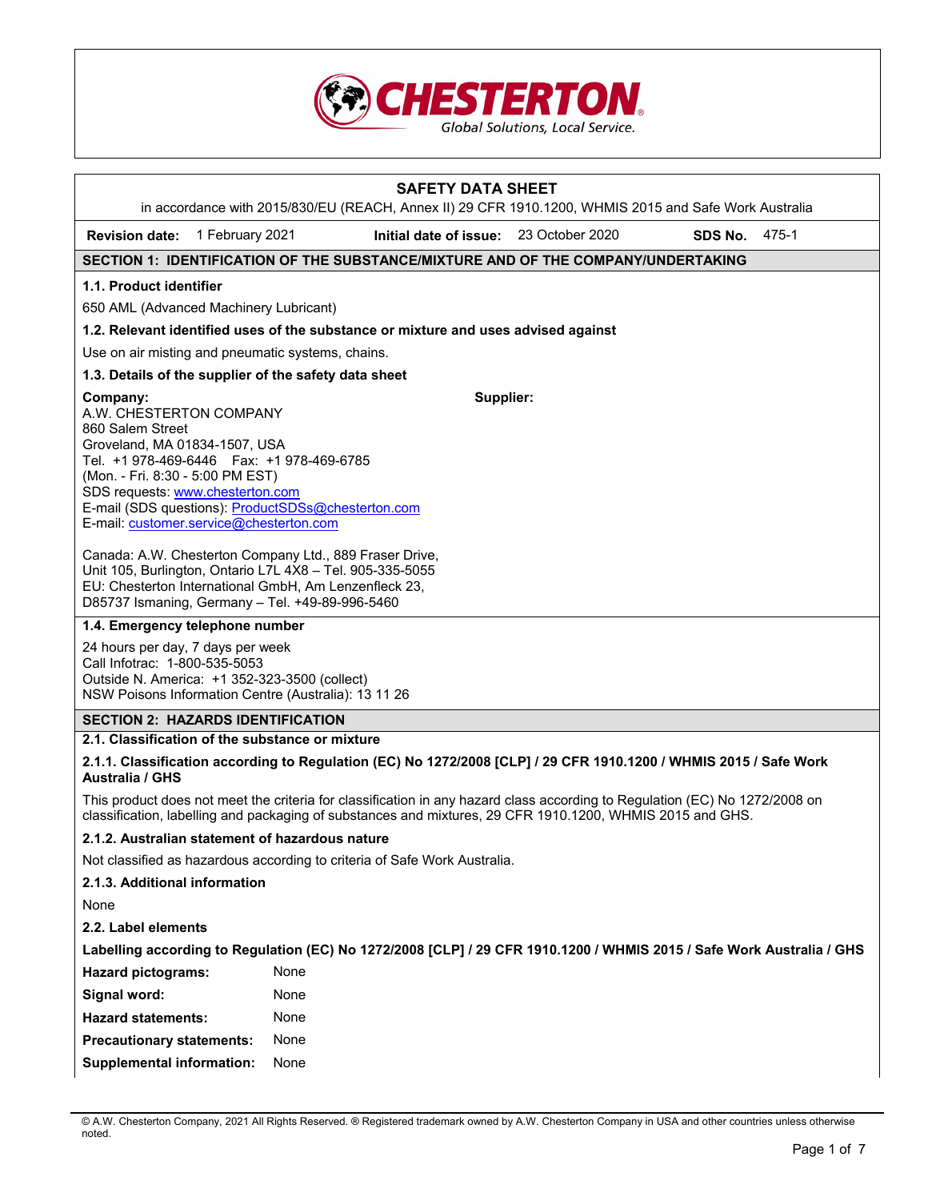CHESTERTON
Global Solutions, Local Service.

# SAFETY DATA SHEET

in accordance with 2015/830/EU (REACH, Annex II) 29 CFR 1910.1200, WHMIS 2015 and Safe Work Australia

**Revision date:** 1 February 2021 **Initial date of issue:** 23 October 2020 **SDS No.** 475-1

## SECTION 1: IDENTIFICATION OF THE SUBSTANCE/MIXTURE AND OF THE COMPANY/UNDERTAKING

### 1.1. Product identifier

650 AML (Advanced Machinery Lubricant)

### 1.2. Relevant identified uses of the substance or mixture and uses advised against

Use on air misting and pneumatic systems, chains.

### 1.3. Details of the supplier of the safety data sheet

**Company:**
A.W. CHESTERTON COMPANY
860 Salem Street
Groveland, MA 01834-1507, USA
Tel. +1 978-469-6446 Fax: +1 978-469-6785
(Mon. - Fri. 8:30 - 5:00 PM EST)
SDS requests: www.chesterton.com
E-mail (SDS questions): ProductSDSs@chesterton.com
E-mail: customer.service@chesterton.com

Canada: A.W. Chesterton Company Ltd., 889 Fraser Drive, Unit 105, Burlington, Ontario L7L 4X8 – Tel. 905-335-5055
EU: Chesterton International GmbH, Am Lenzenfleck 23, D85737 Ismaning, Germany – Tel. +49-89-996-5460

**Supplier:**

### 1.4. Emergency telephone number

24 hours per day, 7 days per week
Call Infotrac: 1-800-535-5053
Outside N. America: +1 352-323-3500 (collect)
NSW Poisons Information Centre (Australia): 13 11 26

## SECTION 2: HAZARDS IDENTIFICATION

### 2.1. Classification of the substance or mixture

#### 2.1.1. Classification according to Regulation (EC) No 1272/2008 [CLP] / 29 CFR 1910.1200 / WHMIS 2015 / Safe Work Australia / GHS

This product does not meet the criteria for classification in any hazard class according to Regulation (EC) No 1272/2008 on classification, labelling and packaging of substances and mixtures, 29 CFR 1910.1200, WHMIS 2015 and GHS.

#### 2.1.2. Australian statement of hazardous nature

Not classified as hazardous according to criteria of Safe Work Australia.

#### 2.1.3. Additional information

None

### 2.2. Label elements

**Labelling according to Regulation (EC) No 1272/2008 [CLP] / 29 CFR 1910.1200 / WHMIS 2015 / Safe Work Australia / GHS**

**Hazard pictograms:** None

**Signal word:** None

**Hazard statements:** None

**Precautionary statements:** None

**Supplemental information:** None

© A.W. Chesterton Company, 2021 All Rights Reserved. ® Registered trademark owned by A.W. Chesterton Company in USA and other countries unless otherwise noted.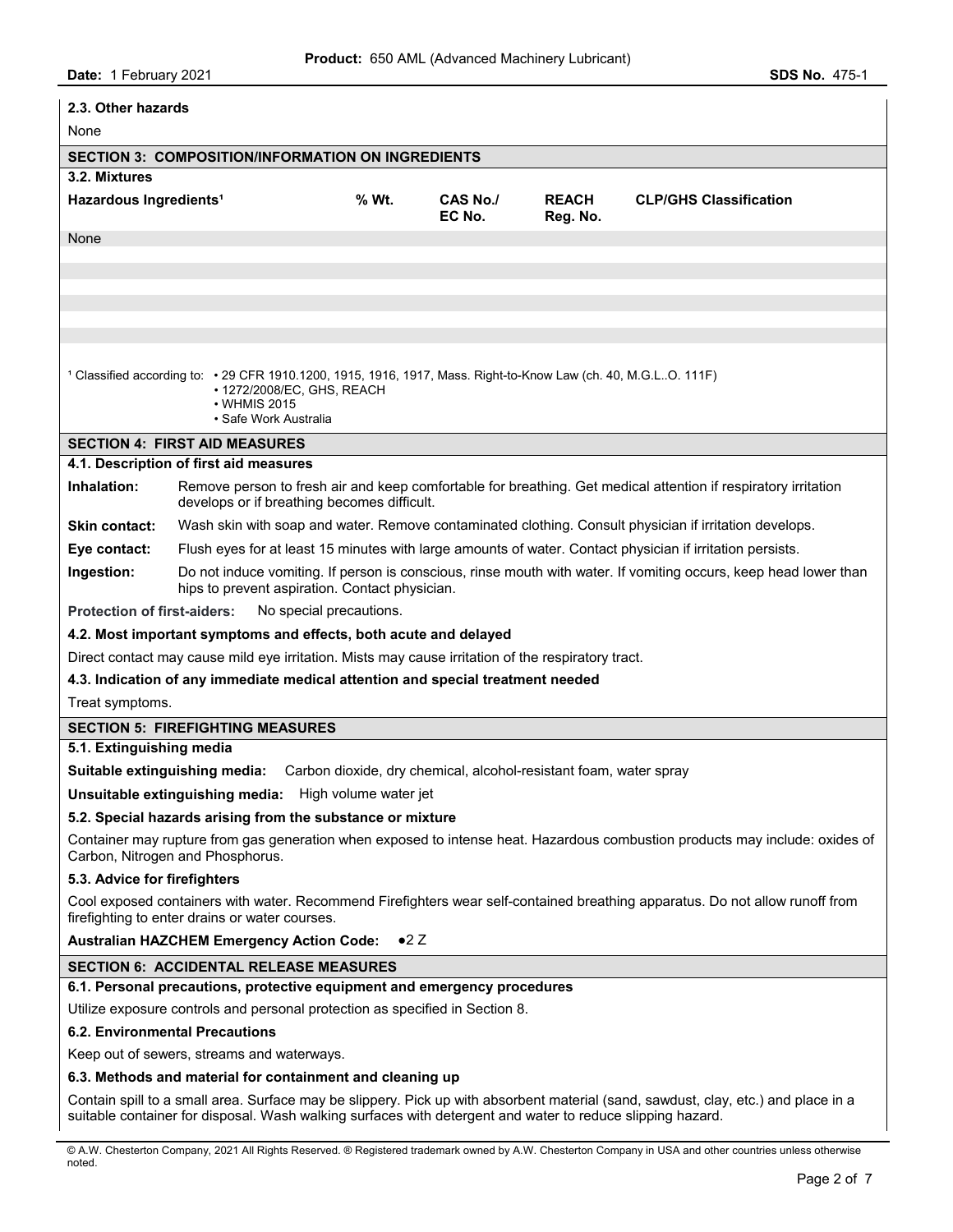### 2.3. Other hazards

None

## SECTION 3: COMPOSITION/INFORMATION ON INGREDIENTS

### 3.2. Mixtures

| Hazardous Ingredients[1] | % Wt. | CAS No./ EC No. | REACH Reg. No. | CLP/GHS Classification |
|---|---|---|---|---|
| None | | | | |

[1] Classified according to:
- 29 CFR 1910.1200, 1915, 1916, 1917, Mass. Right-to-Know Law (ch. 40, M.G.L..O. 111F)
- 1272/2008/EC, GHS, REACH
- WHMIS 2015
- Safe Work Australia

## SECTION 4: FIRST AID MEASURES

### 4.1. Description of first aid measures

**Inhalation:** Remove person to fresh air and keep comfortable for breathing. Get medical attention if respiratory irritation develops or if breathing becomes difficult.

**Skin contact:** Wash skin with soap and water. Remove contaminated clothing. Consult physician if irritation develops.

**Eye contact:** Flush eyes for at least 15 minutes with large amounts of water. Contact physician if irritation persists.

**Ingestion:** Do not induce vomiting. If person is conscious, rinse mouth with water. If vomiting occurs, keep head lower than hips to prevent aspiration. Contact physician.

**Protection of first-aiders:** No special precautions.

### 4.2. Most important symptoms and effects, both acute and delayed

Direct contact may cause mild eye irritation. Mists may cause irritation of the respiratory tract.

### 4.3. Indication of any immediate medical attention and special treatment needed

Treat symptoms.

## SECTION 5: FIREFIGHTING MEASURES

### 5.1. Extinguishing media

**Suitable extinguishing media:** Carbon dioxide, dry chemical, alcohol-resistant foam, water spray

**Unsuitable extinguishing media:** High volume water jet

### 5.2. Special hazards arising from the substance or mixture

Container may rupture from gas generation when exposed to intense heat. Hazardous combustion products may include: oxides of Carbon, Nitrogen and Phosphorus.

### 5.3. Advice for firefighters

Cool exposed containers with water. Recommend Firefighters wear self-contained breathing apparatus. Do not allow runoff from firefighting to enter drains or water courses.

**Australian HAZCHEM Emergency Action Code:** ●2 Z

## SECTION 6: ACCIDENTAL RELEASE MEASURES

### 6.1. Personal precautions, protective equipment and emergency procedures

Utilize exposure controls and personal protection as specified in Section 8.

### 6.2. Environmental Precautions

Keep out of sewers, streams and waterways.

### 6.3. Methods and material for containment and cleaning up

Contain spill to a small area. Surface may be slippery. Pick up with absorbent material (sand, sawdust, clay, etc.) and place in a suitable container for disposal. Wash walking surfaces with detergent and water to reduce slipping hazard.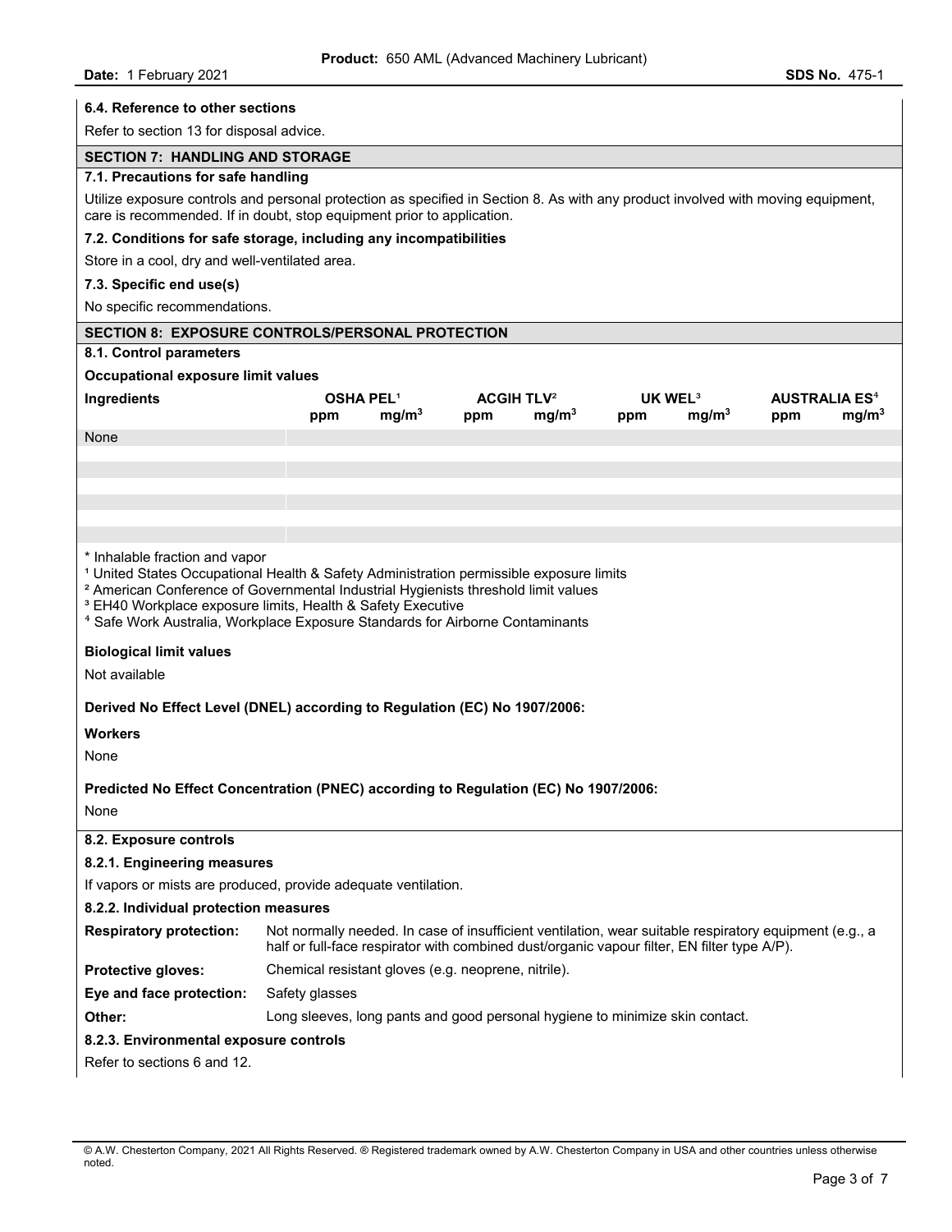#### 6.4. Reference to other sections

Refer to section 13 for disposal advice.

## SECTION 7: HANDLING AND STORAGE

#### 7.1. Precautions for safe handling

Utilize exposure controls and personal protection as specified in Section 8. As with any product involved with moving equipment, care is recommended. If in doubt, stop equipment prior to application.

#### 7.2. Conditions for safe storage, including any incompatibilities

Store in a cool, dry and well-ventilated area.

#### 7.3. Specific end use(s)

No specific recommendations.

## SECTION 8: EXPOSURE CONTROLS/PERSONAL PROTECTION

#### 8.1. Control parameters

**Occupational exposure limit values**

| Ingredients | OSHA PEL[1] | | ACGIH TLV[2] | | UK WEL[3] | | AUSTRALIA ES[4] | |
|---|---|---|---|---|---|---|---|---|
| | ppm | $mg/m^3$ | ppm | $mg/m^3$ | ppm | $mg/m^3$ | ppm | $mg/m^3$ |
| None | | | | | | | | |

\* Inhalable fraction and vapor
[1] United States Occupational Health & Safety Administration permissible exposure limits
[2] American Conference of Governmental Industrial Hygienists threshold limit values
[3] EH40 Workplace exposure limits, Health & Safety Executive
[4] Safe Work Australia, Workplace Exposure Standards for Airborne Contaminants

**Biological limit values**

Not available

**Derived No Effect Level (DNEL) according to Regulation (EC) No 1907/2006:**

**Workers**

None

**Predicted No Effect Concentration (PNEC) according to Regulation (EC) No 1907/2006:**

None

#### 8.2. Exposure controls

#### 8.2.1. Engineering measures

If vapors or mists are produced, provide adequate ventilation.

#### 8.2.2. Individual protection measures

**Respiratory protection:** Not normally needed. In case of insufficient ventilation, wear suitable respiratory equipment (e.g., a half or full-face respirator with combined dust/organic vapour filter, EN filter type A/P).

**Protective gloves:** Chemical resistant gloves (e.g. neoprene, nitrile).

**Eye and face protection:** Safety glasses

**Other:** Long sleeves, long pants and good personal hygiene to minimize skin contact.

#### 8.2.3. Environmental exposure controls

Refer to sections 6 and 12.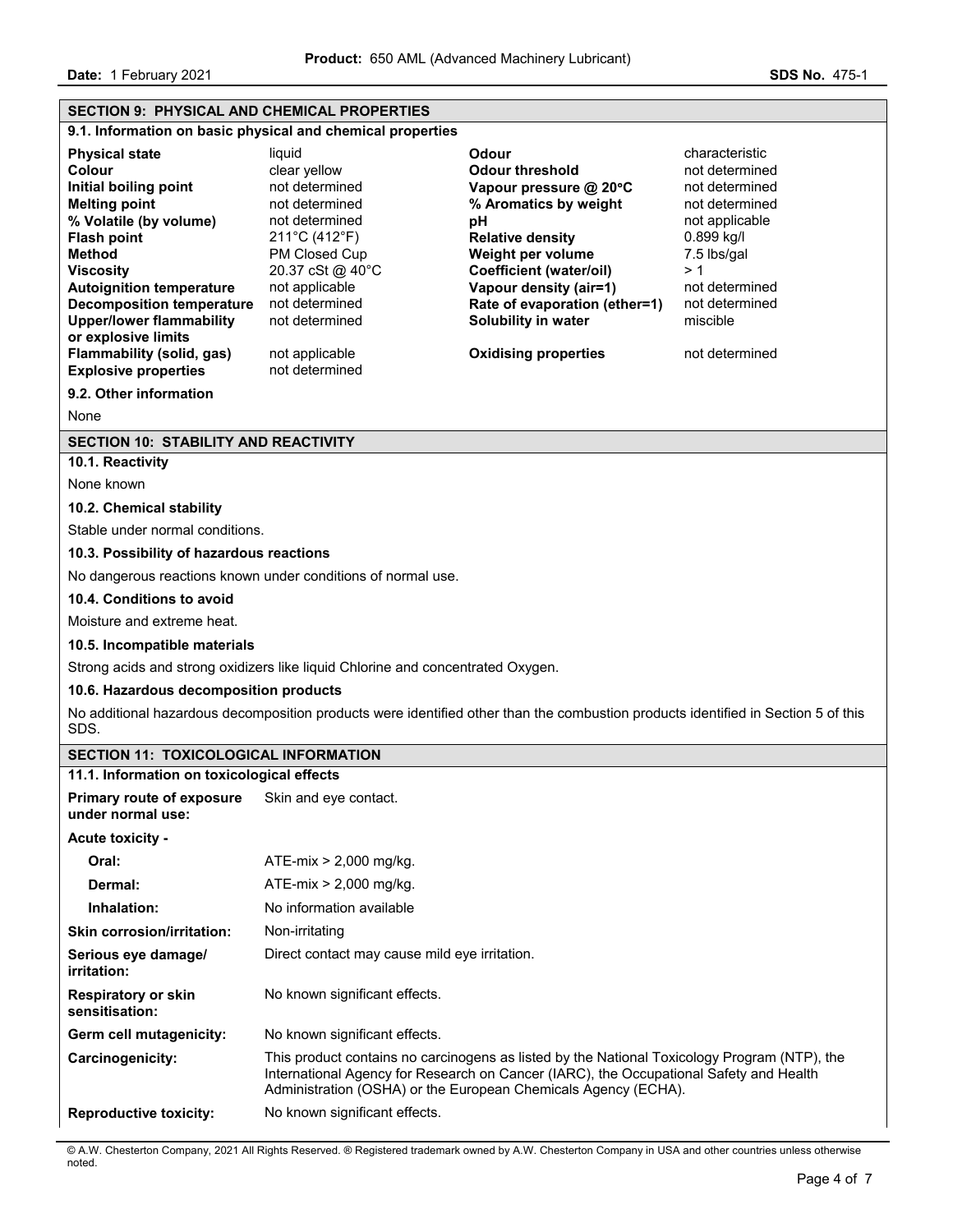## SECTION 9: PHYSICAL AND CHEMICAL PROPERTIES

### 9.1. Information on basic physical and chemical properties

| | | | |
|---|---|---|---|
| **Physical state** | liquid | **Odour** | characteristic |
| **Colour** | clear yellow | **Odour threshold** | not determined |
| **Initial boiling point** | not determined | **Vapour pressure @ 20°C** | not determined |
| **Melting point** | not determined | **% Aromatics by weight** | not determined |
| **% Volatile (by volume)** | not determined | **pH** | not applicable |
| **Flash point** | 211°C (412°F) | **Relative density** | 0.899 kg/l |
| **Method** | PM Closed Cup | **Weight per volume** | 7.5 lbs/gal |
| **Viscosity** | 20.37 cSt @ 40°C | **Coefficient (water/oil)** | > 1 |
| **Autoignition temperature** | not applicable | **Vapour density (air=1)** | not determined |
| **Decomposition temperature** | not determined | **Rate of evaporation (ether=1)** | not determined |
| **Upper/lower flammability or explosive limits** | not determined | **Solubility in water** | miscible |
| **Flammability (solid, gas)** | not applicable | **Oxidising properties** | not determined |
| **Explosive properties** | not determined | | |

### 9.2. Other information

None

## SECTION 10: STABILITY AND REACTIVITY

### 10.1. Reactivity

None known

### 10.2. Chemical stability

Stable under normal conditions.

### 10.3. Possibility of hazardous reactions

No dangerous reactions known under conditions of normal use.

### 10.4. Conditions to avoid

Moisture and extreme heat.

### 10.5. Incompatible materials

Strong acids and strong oxidizers like liquid Chlorine and concentrated Oxygen.

### 10.6. Hazardous decomposition products

No additional hazardous decomposition products were identified other than the combustion products identified in Section 5 of this SDS.

## SECTION 11: TOXICOLOGICAL INFORMATION

### 11.1. Information on toxicological effects

**Primary route of exposure under normal use:** Skin and eye contact.

**Acute toxicity -**

- **Oral:** ATE-mix > 2,000 mg/kg.
- **Dermal:** ATE-mix > 2,000 mg/kg.
- **Inhalation:** No information available

**Skin corrosion/irritation:** Non-irritating

**Serious eye damage/ irritation:** Direct contact may cause mild eye irritation.

**Respiratory or skin sensitisation:** No known significant effects.

**Germ cell mutagenicity:** No known significant effects.

**Carcinogenicity:** This product contains no carcinogens as listed by the National Toxicology Program (NTP), the International Agency for Research on Cancer (IARC), the Occupational Safety and Health Administration (OSHA) or the European Chemicals Agency (ECHA).

**Reproductive toxicity:** No known significant effects.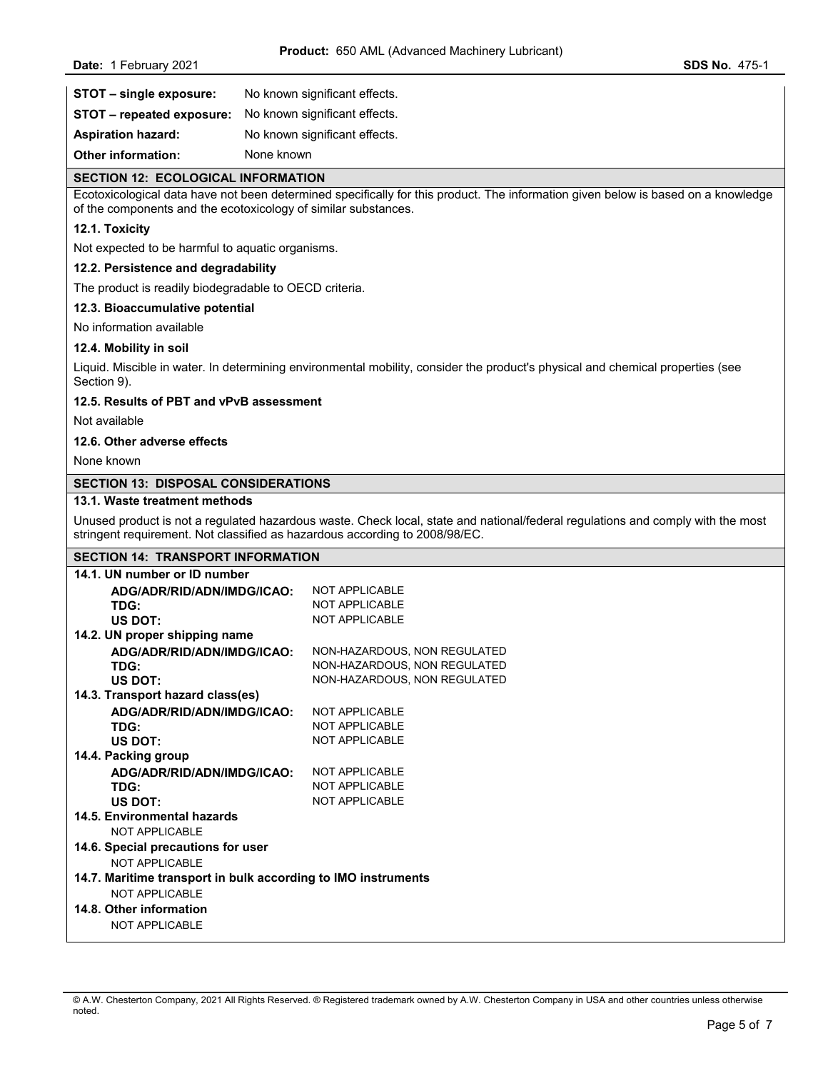| | |
|---|---|
| **STOT – single exposure:** | No known significant effects. |
| **STOT – repeated exposure:** | No known significant effects. |
| **Aspiration hazard:** | No known significant effects. |
| **Other information:** | None known |

## SECTION 12: ECOLOGICAL INFORMATION

Ecotoxicological data have not been determined specifically for this product. The information given below is based on a knowledge of the components and the ecotoxicology of similar substances.

### 12.1. Toxicity

Not expected to be harmful to aquatic organisms.

### 12.2. Persistence and degradability

The product is readily biodegradable to OECD criteria.

### 12.3. Bioaccumulative potential

No information available

### 12.4. Mobility in soil

Liquid. Miscible in water. In determining environmental mobility, consider the product's physical and chemical properties (see Section 9).

### 12.5. Results of PBT and vPvB assessment

Not available

### 12.6. Other adverse effects

None known

## SECTION 13: DISPOSAL CONSIDERATIONS

### 13.1. Waste treatment methods

Unused product is not a regulated hazardous waste. Check local, state and national/federal regulations and comply with the most stringent requirement. Not classified as hazardous according to 2008/98/EC.

## SECTION 14: TRANSPORT INFORMATION

### 14.1. UN number or ID number

| | |
|---|---|
| **ADG/ADR/RID/ADN/IMDG/ICAO:** | NOT APPLICABLE |
| **TDG:** | NOT APPLICABLE |
| **US DOT:** | NOT APPLICABLE |

### 14.2. UN proper shipping name

| | |
|---|---|
| **ADG/ADR/RID/ADN/IMDG/ICAO:** | NON-HAZARDOUS, NON REGULATED |
| **TDG:** | NON-HAZARDOUS, NON REGULATED |
| **US DOT:** | NON-HAZARDOUS, NON REGULATED |

### 14.3. Transport hazard class(es)

| | |
|---|---|
| **ADG/ADR/RID/ADN/IMDG/ICAO:** | NOT APPLICABLE |
| **TDG:** | NOT APPLICABLE |
| **US DOT:** | NOT APPLICABLE |

### 14.4. Packing group

| | |
|---|---|
| **ADG/ADR/RID/ADN/IMDG/ICAO:** | NOT APPLICABLE |
| **TDG:** | NOT APPLICABLE |
| **US DOT:** | NOT APPLICABLE |

### 14.5. Environmental hazards

NOT APPLICABLE

### 14.6. Special precautions for user

NOT APPLICABLE

### 14.7. Maritime transport in bulk according to IMO instruments

NOT APPLICABLE

### 14.8. Other information

NOT APPLICABLE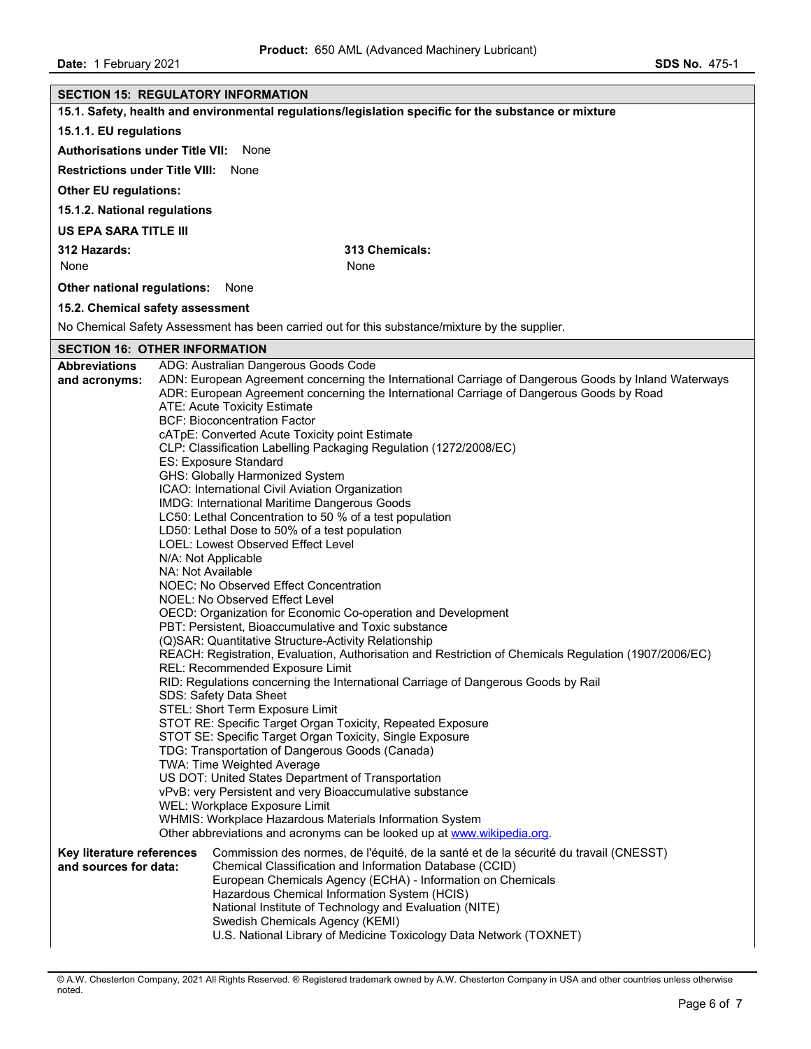## SECTION 15: REGULATORY INFORMATION

### 15.1. Safety, health and environmental regulations/legislation specific for the substance or mixture

**15.1.1. EU regulations**

**Authorisations under Title VII:** None

**Restrictions under Title VIII:** None

**Other EU regulations:**

**15.1.2. National regulations**

**US EPA SARA TITLE III**

| 312 Hazards: | 313 Chemicals: |
|---|---|
| None | None |

**Other national regulations:** None

### 15.2. Chemical safety assessment

No Chemical Safety Assessment has been carried out for this substance/mixture by the supplier.

## SECTION 16: OTHER INFORMATION

**Abbreviations and acronyms:**

ADG: Australian Dangerous Goods Code
ADN: European Agreement concerning the International Carriage of Dangerous Goods by Inland Waterways
ADR: European Agreement concerning the International Carriage of Dangerous Goods by Road
ATE: Acute Toxicity Estimate
BCF: Bioconcentration Factor
cATpE: Converted Acute Toxicity point Estimate
CLP: Classification Labelling Packaging Regulation (1272/2008/EC)
ES: Exposure Standard
GHS: Globally Harmonized System
ICAO: International Civil Aviation Organization
IMDG: International Maritime Dangerous Goods
LC50: Lethal Concentration to 50 % of a test population
LD50: Lethal Dose to 50% of a test population
LOEL: Lowest Observed Effect Level
N/A: Not Applicable
NA: Not Available
NOEC: No Observed Effect Concentration
NOEL: No Observed Effect Level
OECD: Organization for Economic Co-operation and Development
PBT: Persistent, Bioaccumulative and Toxic substance
(Q)SAR: Quantitative Structure-Activity Relationship
REACH: Registration, Evaluation, Authorisation and Restriction of Chemicals Regulation (1907/2006/EC)
REL: Recommended Exposure Limit
RID: Regulations concerning the International Carriage of Dangerous Goods by Rail
SDS: Safety Data Sheet
STEL: Short Term Exposure Limit
STOT RE: Specific Target Organ Toxicity, Repeated Exposure
STOT SE: Specific Target Organ Toxicity, Single Exposure
TDG: Transportation of Dangerous Goods (Canada)
TWA: Time Weighted Average
US DOT: United States Department of Transportation
vPvB: very Persistent and very Bioaccumulative substance
WEL: Workplace Exposure Limit
WHMIS: Workplace Hazardous Materials Information System
Other abbreviations and acronyms can be looked up at www.wikipedia.org.

**Key literature references and sources for data:**

Commission des normes, de l'équité, de la santé et de la sécurité du travail (CNESST)
Chemical Classification and Information Database (CCID)
European Chemicals Agency (ECHA) - Information on Chemicals
Hazardous Chemical Information System (HCIS)
National Institute of Technology and Evaluation (NITE)
Swedish Chemicals Agency (KEMI)
U.S. National Library of Medicine Toxicology Data Network (TOXNET)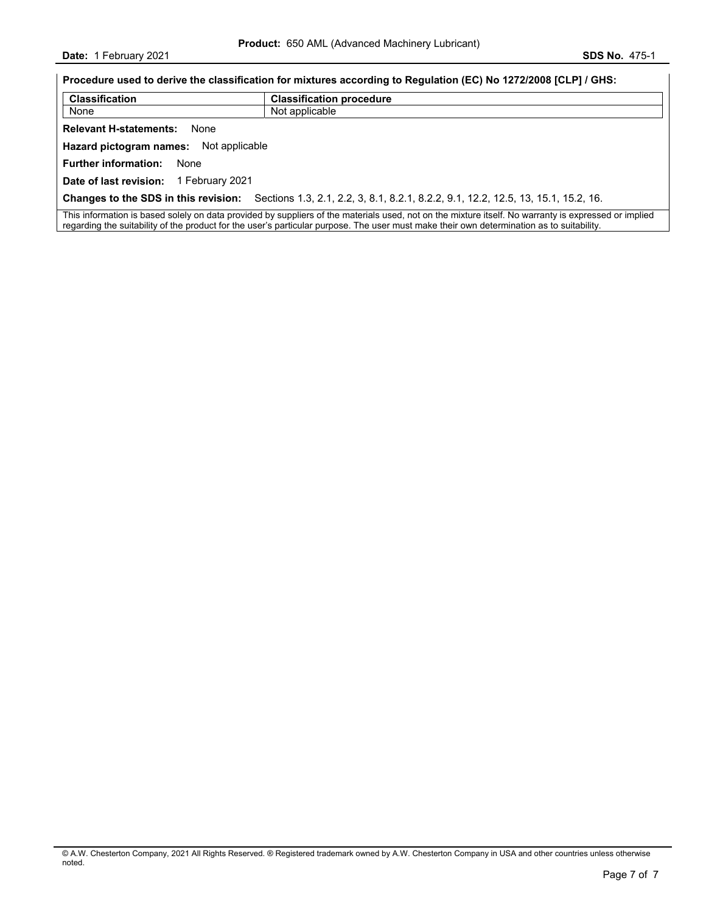**Procedure used to derive the classification for mixtures according to Regulation (EC) No 1272/2008 [CLP] / GHS:**

| Classification | Classification procedure |
|---|---|
| None | Not applicable |

**Relevant H-statements:** None

**Hazard pictogram names:** Not applicable

**Further information:** None

**Date of last revision:** 1 February 2021

**Changes to the SDS in this revision:** Sections 1.3, 2.1, 2.2, 3, 8.1, 8.2.1, 8.2.2, 9.1, 12.2, 12.5, 13, 15.1, 15.2, 16.

This information is based solely on data provided by suppliers of the materials used, not on the mixture itself. No warranty is expressed or implied regarding the suitability of the product for the user's particular purpose. The user must make their own determination as to suitability.

© A.W. Chesterton Company, 2021 All Rights Reserved. ® Registered trademark owned by A.W. Chesterton Company in USA and other countries unless otherwise noted.